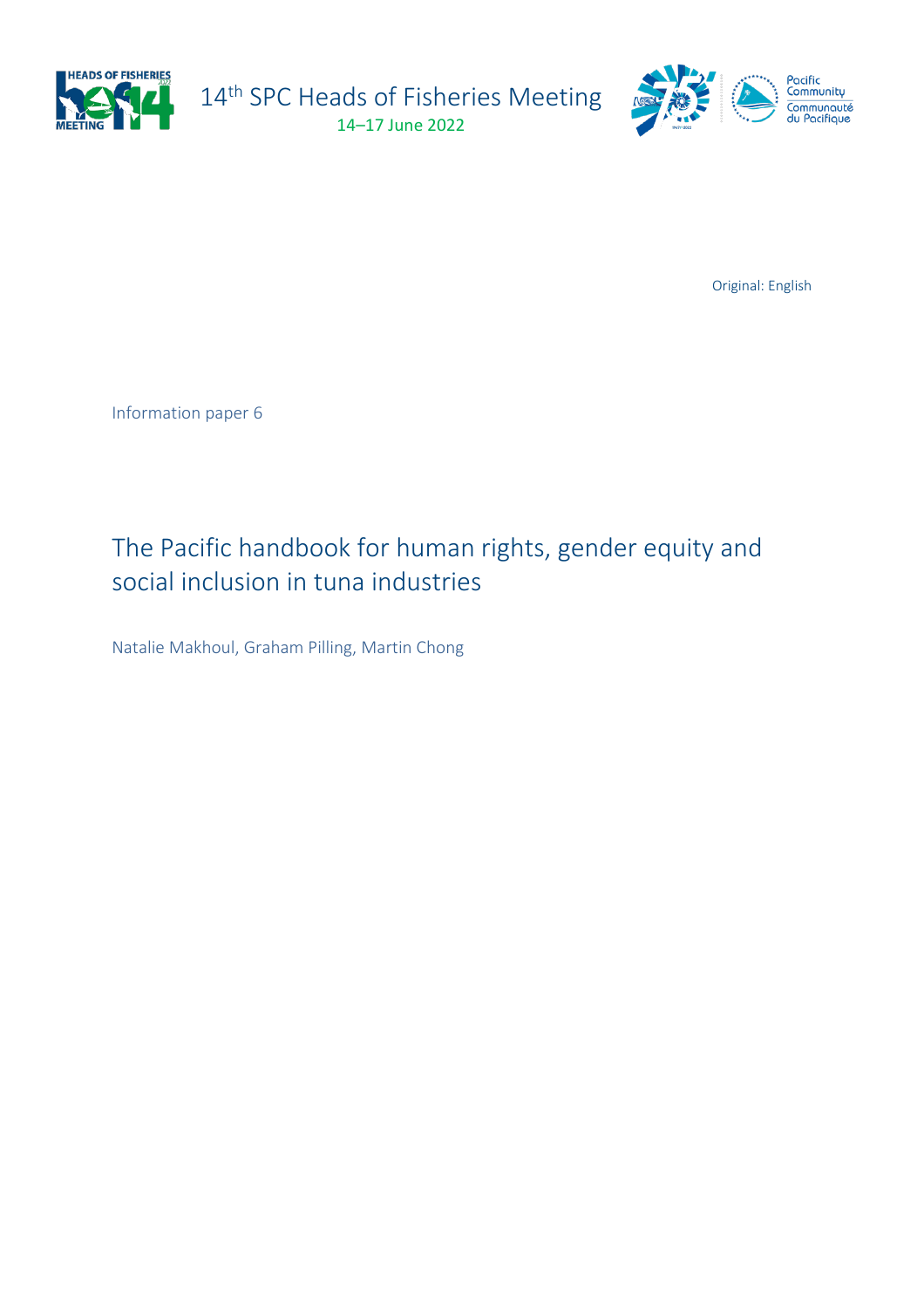14th SPC Heads of Fisheries Meeting

14–17 June 2022

Original: English

Information paper 6

# The Pacific handbook for human rights, gender equity and social inclusion in tuna industries

Natalie Makhoul, Graham Pilling, Martin Chong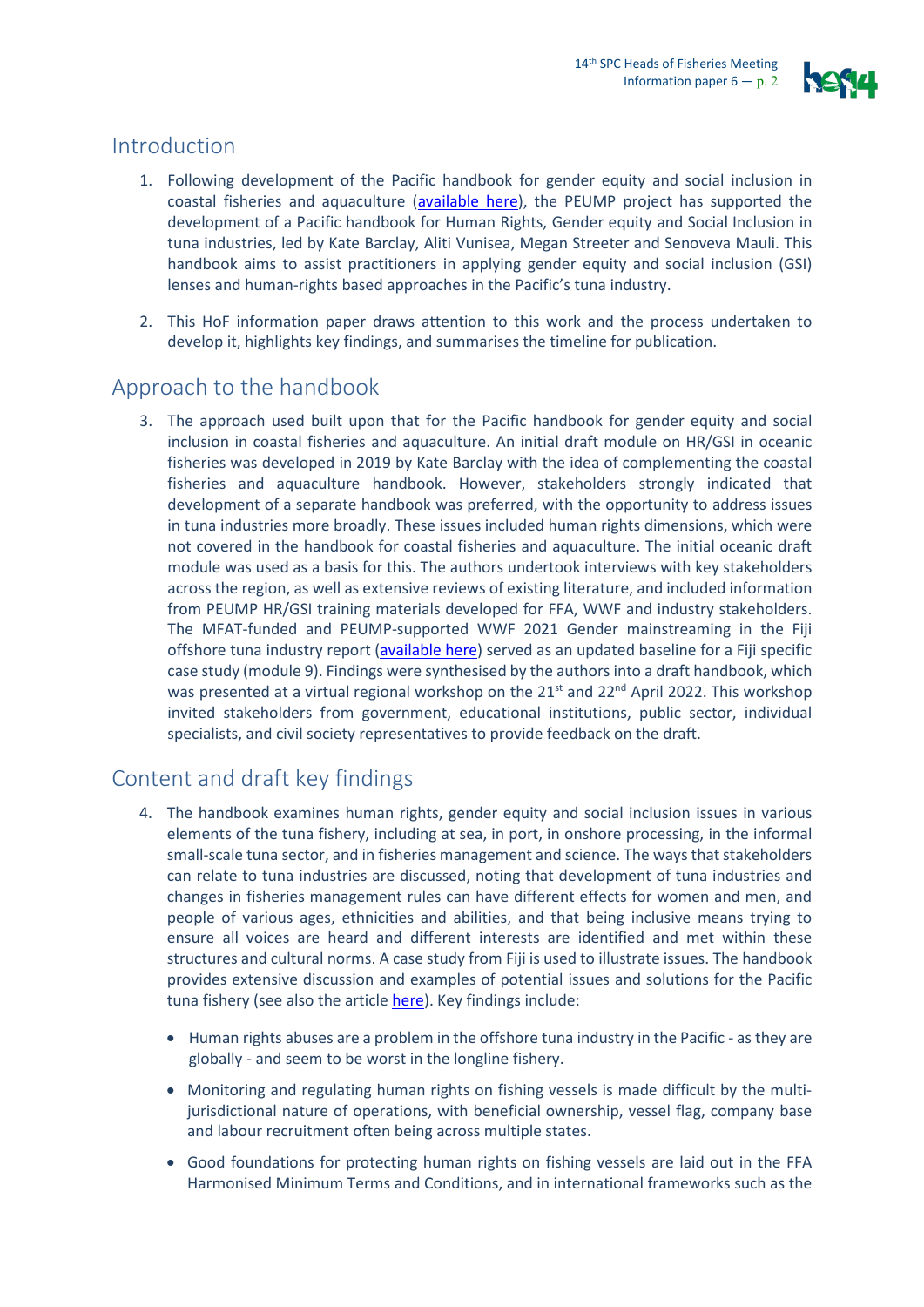## Introduction

1. Following development of the Pacific handbook for gender equity and social inclusion in coastal fisheries and aquaculture (available here), the PEUMP project has supported the development of a Pacific handbook for Human Rights, Gender equity and Social Inclusion in tuna industries, led by Kate Barclay, Aliti Vunisea, Megan Streeter and Senoveva Mauli. This handbook aims to assist practitioners in applying gender equity and social inclusion (GSI) lenses and human-rights based approaches in the Pacific's tuna industry.

2. This HoF information paper draws attention to this work and the process undertaken to develop it, highlights key findings, and summarises the timeline for publication.

## Approach to the handbook

3. The approach used built upon that for the Pacific handbook for gender equity and social inclusion in coastal fisheries and aquaculture. An initial draft module on HR/GSI in oceanic fisheries was developed in 2019 by Kate Barclay with the idea of complementing the coastal fisheries and aquaculture handbook. However, stakeholders strongly indicated that development of a separate handbook was preferred, with the opportunity to address issues in tuna industries more broadly. These issues included human rights dimensions, which were not covered in the handbook for coastal fisheries and aquaculture. The initial oceanic draft module was used as a basis for this. The authors undertook interviews with key stakeholders across the region, as well as extensive reviews of existing literature, and included information from PEUMP HR/GSI training materials developed for FFA, WWF and industry stakeholders. The MFAT-funded and PEUMP-supported WWF 2021 Gender mainstreaming in the Fiji offshore tuna industry report (available here) served as an updated baseline for a Fiji specific case study (module 9). Findings were synthesised by the authors into a draft handbook, which was presented at a virtual regional workshop on the 21st and 22nd April 2022. This workshop invited stakeholders from government, educational institutions, public sector, individual specialists, and civil society representatives to provide feedback on the draft.

## Content and draft key findings

4. The handbook examines human rights, gender equity and social inclusion issues in various elements of the tuna fishery, including at sea, in port, in onshore processing, in the informal small-scale tuna sector, and in fisheries management and science. The ways that stakeholders can relate to tuna industries are discussed, noting that development of tuna industries and changes in fisheries management rules can have different effects for women and men, and people of various ages, ethnicities and abilities, and that being inclusive means trying to ensure all voices are heard and different interests are identified and met within these structures and cultural norms. A case study from Fiji is used to illustrate issues. The handbook provides extensive discussion and examples of potential issues and solutions for the Pacific tuna fishery (see also the article here). Key findings include:

   - Human rights abuses are a problem in the offshore tuna industry in the Pacific - as they are globally - and seem to be worst in the longline fishery.
   - Monitoring and regulating human rights on fishing vessels is made difficult by the multi-jurisdictional nature of operations, with beneficial ownership, vessel flag, company base and labour recruitment often being across multiple states.
   - Good foundations for protecting human rights on fishing vessels are laid out in the FFA Harmonised Minimum Terms and Conditions, and in international frameworks such as the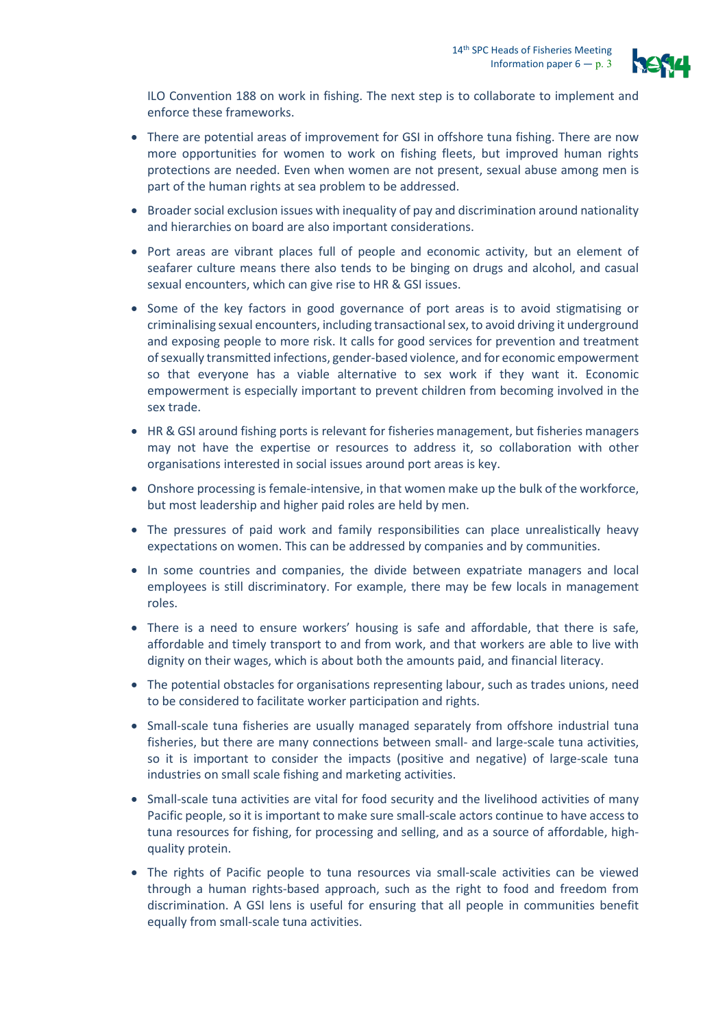ILO Convention 188 on work in fishing. The next step is to collaborate to implement and enforce these frameworks.

- There are potential areas of improvement for GSI in offshore tuna fishing. There are now more opportunities for women to work on fishing fleets, but improved human rights protections are needed. Even when women are not present, sexual abuse among men is part of the human rights at sea problem to be addressed.
- Broader social exclusion issues with inequality of pay and discrimination around nationality and hierarchies on board are also important considerations.
- Port areas are vibrant places full of people and economic activity, but an element of seafarer culture means there also tends to be binging on drugs and alcohol, and casual sexual encounters, which can give rise to HR & GSI issues.
- Some of the key factors in good governance of port areas is to avoid stigmatising or criminalising sexual encounters, including transactional sex, to avoid driving it underground and exposing people to more risk. It calls for good services for prevention and treatment of sexually transmitted infections, gender-based violence, and for economic empowerment so that everyone has a viable alternative to sex work if they want it. Economic empowerment is especially important to prevent children from becoming involved in the sex trade.
- HR & GSI around fishing ports is relevant for fisheries management, but fisheries managers may not have the expertise or resources to address it, so collaboration with other organisations interested in social issues around port areas is key.
- Onshore processing is female-intensive, in that women make up the bulk of the workforce, but most leadership and higher paid roles are held by men.
- The pressures of paid work and family responsibilities can place unrealistically heavy expectations on women. This can be addressed by companies and by communities.
- In some countries and companies, the divide between expatriate managers and local employees is still discriminatory. For example, there may be few locals in management roles.
- There is a need to ensure workers' housing is safe and affordable, that there is safe, affordable and timely transport to and from work, and that workers are able to live with dignity on their wages, which is about both the amounts paid, and financial literacy.
- The potential obstacles for organisations representing labour, such as trades unions, need to be considered to facilitate worker participation and rights.
- Small-scale tuna fisheries are usually managed separately from offshore industrial tuna fisheries, but there are many connections between small- and large-scale tuna activities, so it is important to consider the impacts (positive and negative) of large-scale tuna industries on small scale fishing and marketing activities.
- Small-scale tuna activities are vital for food security and the livelihood activities of many Pacific people, so it is important to make sure small-scale actors continue to have access to tuna resources for fishing, for processing and selling, and as a source of affordable, high-quality protein.
- The rights of Pacific people to tuna resources via small-scale activities can be viewed through a human rights-based approach, such as the right to food and freedom from discrimination. A GSI lens is useful for ensuring that all people in communities benefit equally from small-scale tuna activities.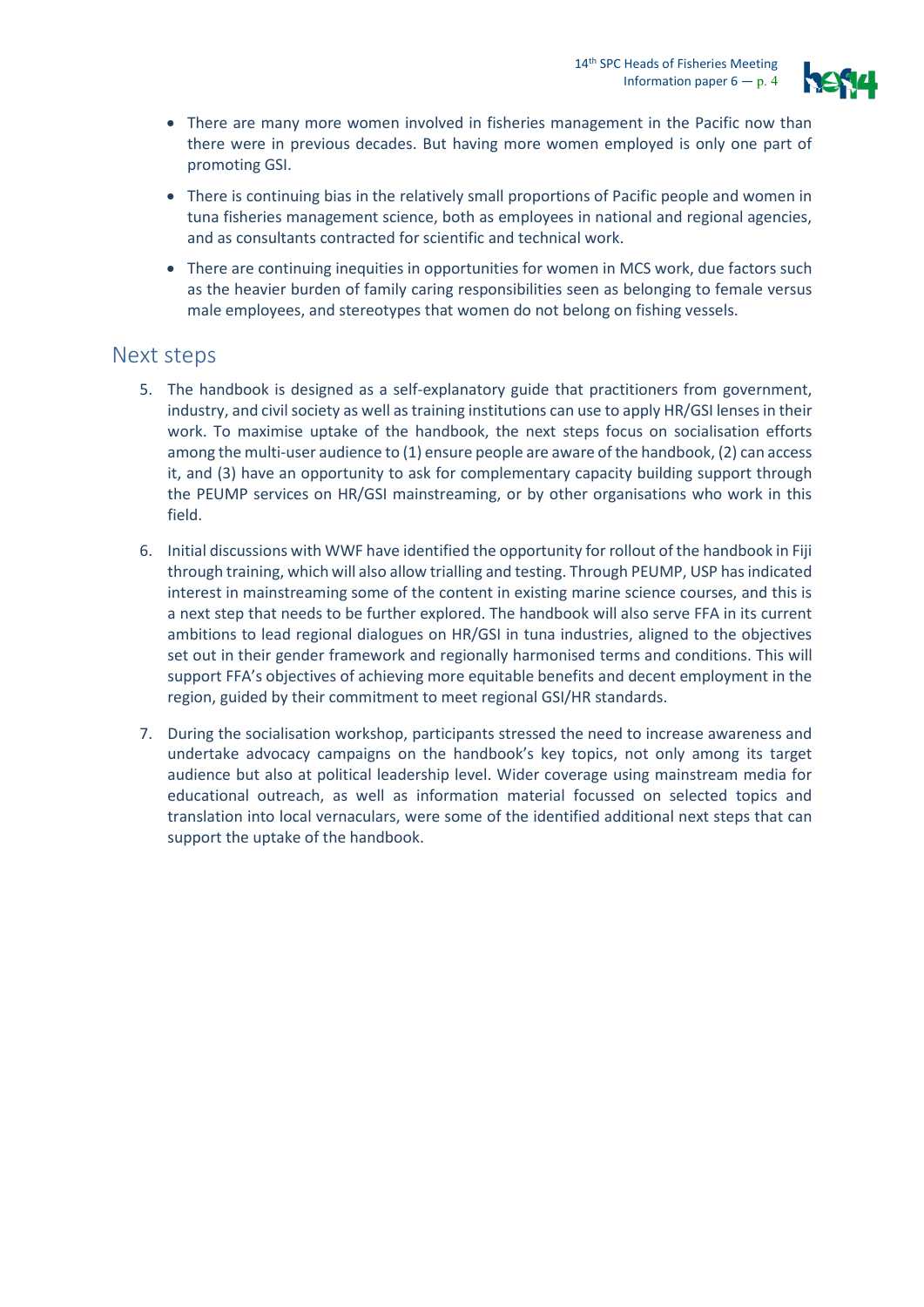- There are many more women involved in fisheries management in the Pacific now than there were in previous decades. But having more women employed is only one part of promoting GSI.
- There is continuing bias in the relatively small proportions of Pacific people and women in tuna fisheries management science, both as employees in national and regional agencies, and as consultants contracted for scientific and technical work.
- There are continuing inequities in opportunities for women in MCS work, due factors such as the heavier burden of family caring responsibilities seen as belonging to female versus male employees, and stereotypes that women do not belong on fishing vessels.

## Next steps

5. The handbook is designed as a self-explanatory guide that practitioners from government, industry, and civil society as well as training institutions can use to apply HR/GSI lenses in their work. To maximise uptake of the handbook, the next steps focus on socialisation efforts among the multi-user audience to (1) ensure people are aware of the handbook, (2) can access it, and (3) have an opportunity to ask for complementary capacity building support through the PEUMP services on HR/GSI mainstreaming, or by other organisations who work in this field.

6. Initial discussions with WWF have identified the opportunity for rollout of the handbook in Fiji through training, which will also allow trialling and testing. Through PEUMP, USP has indicated interest in mainstreaming some of the content in existing marine science courses, and this is a next step that needs to be further explored. The handbook will also serve FFA in its current ambitions to lead regional dialogues on HR/GSI in tuna industries, aligned to the objectives set out in their gender framework and regionally harmonised terms and conditions. This will support FFA's objectives of achieving more equitable benefits and decent employment in the region, guided by their commitment to meet regional GSI/HR standards.

7. During the socialisation workshop, participants stressed the need to increase awareness and undertake advocacy campaigns on the handbook's key topics, not only among its target audience but also at political leadership level. Wider coverage using mainstream media for educational outreach, as well as information material focussed on selected topics and translation into local vernaculars, were some of the identified additional next steps that can support the uptake of the handbook.